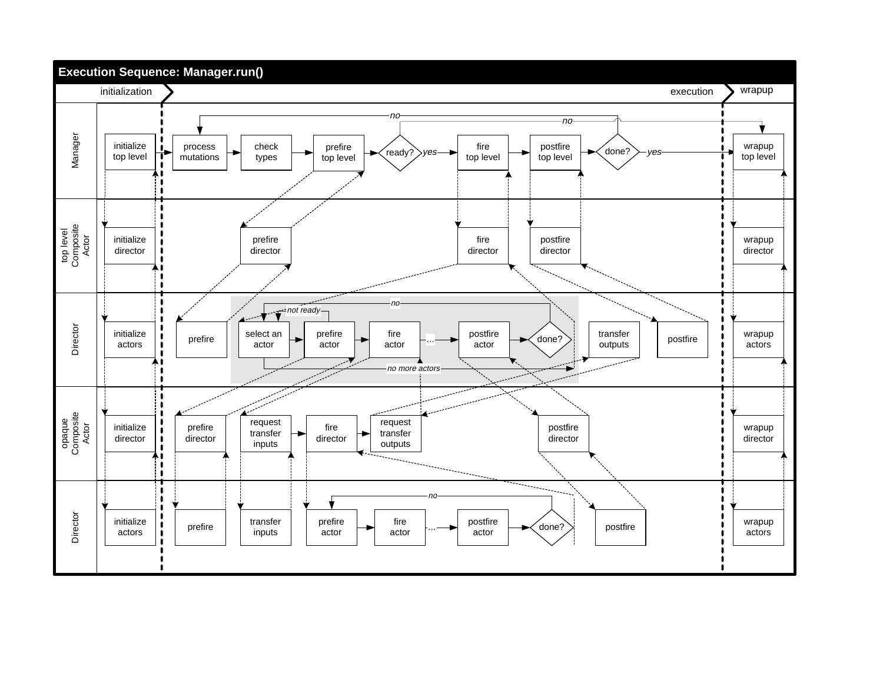# Execution Sequence: Manager.run()

| | initialization | execution | wrapup |
|---|---|---|---|
| Manager | initialize top level | process mutations → check types → prefire top level → ready? (*yes* → fire top level; *no* → process mutations) → postfire top level → done? (*yes* → wrapup top level; *no* → process mutations) | wrapup top level |
| top level Composite Actor | initialize director | prefire director; fire director; postfire director | wrapup director |
| Director | initialize actors | prefire; select an actor → prefire actor (*not ready* → select an actor) → fire actor → ... → postfire actor → done? (*no* → select an actor; *no more actors*) ; transfer outputs; postfire | wrapup actors |
| opaque Composite Actor | initialize director | prefire director; request transfer inputs → fire director → request transfer outputs; postfire director | wrapup director |
| Director | initialize actors | prefire; transfer inputs; prefire actor → fire actor → ... → postfire actor → done? (*no* → prefire actor); postfire | wrapup actors |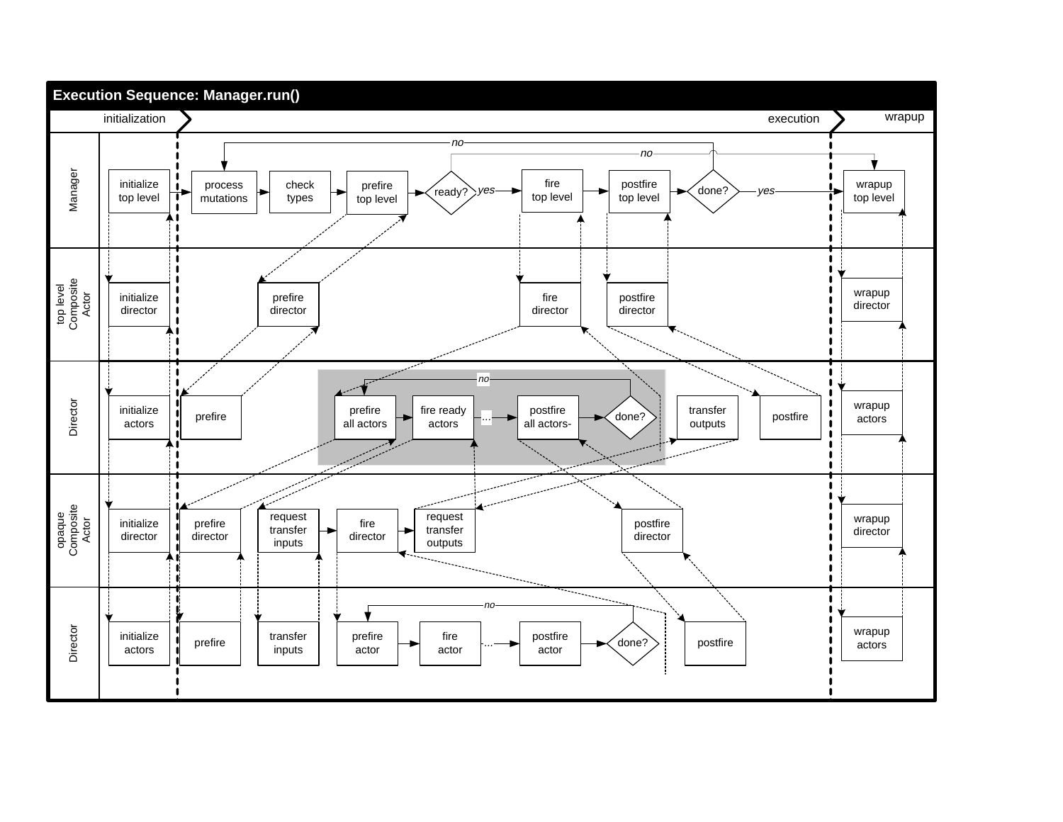# Execution Sequence: Manager.run()

initialization

execution

wrapup

Manager

initialize top level

process mutations

check types

prefire top level

ready?

yes

no

fire top level

postfire top level

done?

yes

no

wrapup top level

top level Composite Actor

initialize director

prefire director

fire director

postfire director

wrapup director

Director

initialize actors

prefire

prefire all actors

fire ready actors

...

postfire all actors-

done?

no

transfer outputs

postfire

wrapup actors

opaque Composite Actor

initialize director

prefire director

request transfer inputs

fire director

request transfer outputs

postfire director

wrapup director

Director

initialize actors

prefire

transfer inputs

prefire actor

fire actor

...

postfire actor

done?

no

postfire

wrapup actors